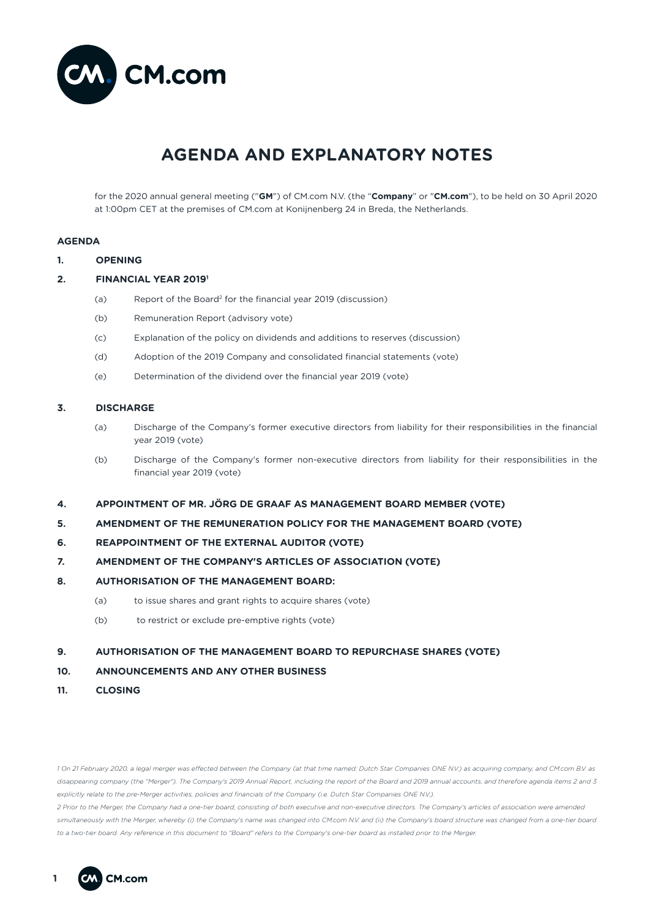# AGENDA AND EXPLANATORY NOTES

for the 2020 annual general meeting ("**GM**") of CM.com N.V. (the "**Company**" or "**CM.com**"), to be held on 30 April 2020 at 1:00pm CET at the premises of CM.com at Konijnenberg 24 in Breda, the Netherlands.

**AGENDA**

**1. OPENING**

**2. FINANCIAL YEAR 2019**[1]

- (a) Report of the Board[2] for the financial year 2019 (discussion)
- (b) Remuneration Report (advisory vote)
- (c) Explanation of the policy on dividends and additions to reserves (discussion)
- (d) Adoption of the 2019 Company and consolidated financial statements (vote)
- (e) Determination of the dividend over the financial year 2019 (vote)

**3. DISCHARGE**

- (a) Discharge of the Company's former executive directors from liability for their responsibilities in the financial year 2019 (vote)
- (b) Discharge of the Company's former non-executive directors from liability for their responsibilities in the financial year 2019 (vote)

**4. APPOINTMENT OF MR. JÖRG DE GRAAF AS MANAGEMENT BOARD MEMBER (VOTE)**

**5. AMENDMENT OF THE REMUNERATION POLICY FOR THE MANAGEMENT BOARD (VOTE)**

**6. REAPPOINTMENT OF THE EXTERNAL AUDITOR (VOTE)**

**7. AMENDMENT OF THE COMPANY'S ARTICLES OF ASSOCIATION (VOTE)**

**8. AUTHORISATION OF THE MANAGEMENT BOARD:**

- (a) to issue shares and grant rights to acquire shares (vote)
- (b) to restrict or exclude pre-emptive rights (vote)

**9. AUTHORISATION OF THE MANAGEMENT BOARD TO REPURCHASE SHARES (VOTE)**

**10. ANNOUNCEMENTS AND ANY OTHER BUSINESS**

**11. CLOSING**

*1 On 21 February 2020, a legal merger was effected between the Company (at that time named: Dutch Star Companies ONE N.V.) as acquiring company, and CM.com B.V. as disappearing company (the "Merger"). The Company's 2019 Annual Report, including the report of the Board and 2019 annual accounts, and therefore agenda items 2 and 3 explicitly relate to the pre-Merger activities, policies and financials of the Company (i.e. Dutch Star Companies ONE N.V.).*

*2 Prior to the Merger, the Company had a one-tier board, consisting of both executive and non-executive directors. The Company's articles of association were amended simultaneously with the Merger, whereby (i) the Company's name was changed into CM.com N.V. and (ii) the Company's board structure was changed from a one-tier board to a two-tier board. Any reference in this document to "Board" refers to the Company's one-tier board as installed prior to the Merger.*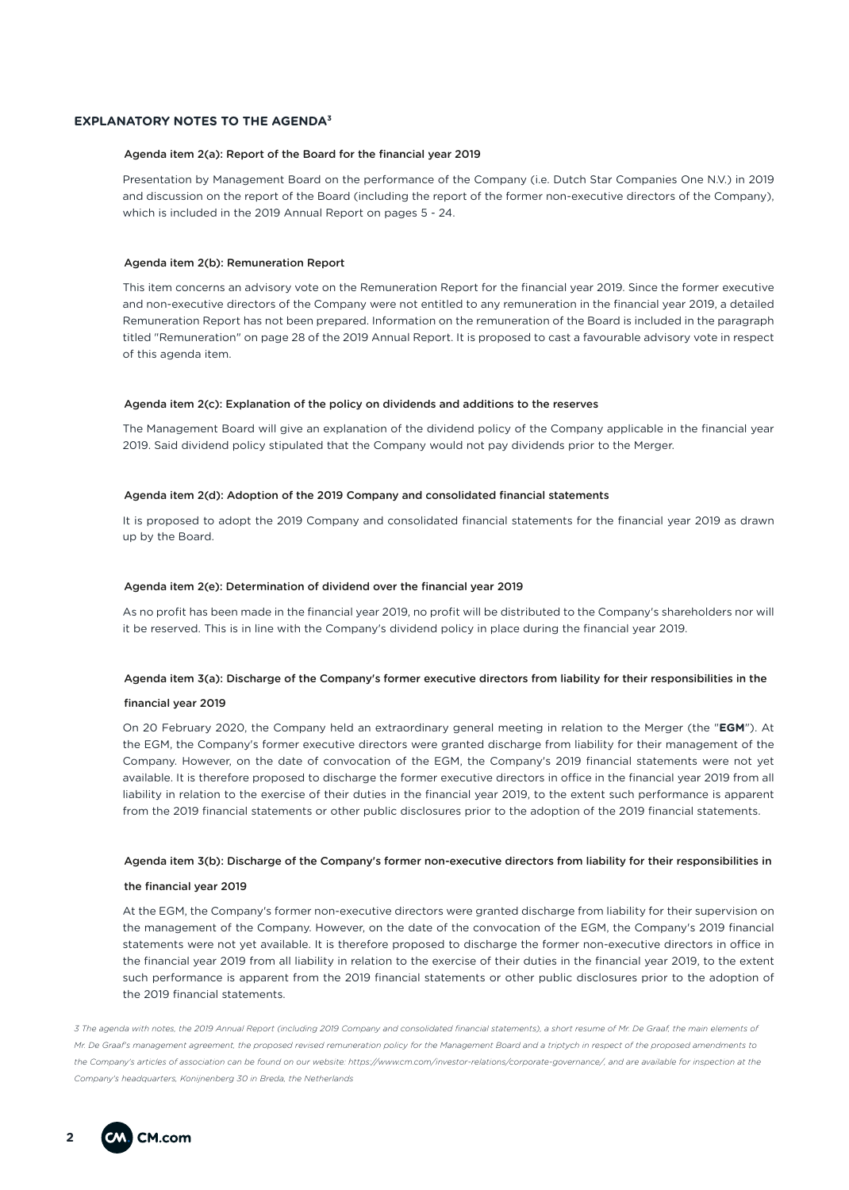## EXPLANATORY NOTES TO THE AGENDA[3]

### Agenda item 2(a): Report of the Board for the financial year 2019

Presentation by Management Board on the performance of the Company (i.e. Dutch Star Companies One N.V.) in 2019 and discussion on the report of the Board (including the report of the former non-executive directors of the Company), which is included in the 2019 Annual Report on pages 5 - 24.

### Agenda item 2(b): Remuneration Report

This item concerns an advisory vote on the Remuneration Report for the financial year 2019. Since the former executive and non-executive directors of the Company were not entitled to any remuneration in the financial year 2019, a detailed Remuneration Report has not been prepared. Information on the remuneration of the Board is included in the paragraph titled "Remuneration" on page 28 of the 2019 Annual Report. It is proposed to cast a favourable advisory vote in respect of this agenda item.

### Agenda item 2(c): Explanation of the policy on dividends and additions to the reserves

The Management Board will give an explanation of the dividend policy of the Company applicable in the financial year 2019. Said dividend policy stipulated that the Company would not pay dividends prior to the Merger.

### Agenda item 2(d): Adoption of the 2019 Company and consolidated financial statements

It is proposed to adopt the 2019 Company and consolidated financial statements for the financial year 2019 as drawn up by the Board.

### Agenda item 2(e): Determination of dividend over the financial year 2019

As no profit has been made in the financial year 2019, no profit will be distributed to the Company's shareholders nor will it be reserved. This is in line with the Company's dividend policy in place during the financial year 2019.

### Agenda item 3(a): Discharge of the Company's former executive directors from liability for their responsibilities in the financial year 2019

On 20 February 2020, the Company held an extraordinary general meeting in relation to the Merger (the "**EGM**"). At the EGM, the Company's former executive directors were granted discharge from liability for their management of the Company. However, on the date of convocation of the EGM, the Company's 2019 financial statements were not yet available. It is therefore proposed to discharge the former executive directors in office in the financial year 2019 from all liability in relation to the exercise of their duties in the financial year 2019, to the extent such performance is apparent from the 2019 financial statements or other public disclosures prior to the adoption of the 2019 financial statements.

### Agenda item 3(b): Discharge of the Company's former non-executive directors from liability for their responsibilities in the financial year 2019

At the EGM, the Company's former non-executive directors were granted discharge from liability for their supervision on the management of the Company. However, on the date of the convocation of the EGM, the Company's 2019 financial statements were not yet available. It is therefore proposed to discharge the former non-executive directors in office in the financial year 2019 from all liability in relation to the exercise of their duties in the financial year 2019, to the extent such performance is apparent from the 2019 financial statements or other public disclosures prior to the adoption of the 2019 financial statements.

*[3] The agenda with notes, the 2019 Annual Report (including 2019 Company and consolidated financial statements), a short resume of Mr. De Graaf, the main elements of Mr. De Graaf's management agreement, the proposed revised remuneration policy for the Management Board and a triptych in respect of the proposed amendments to the Company's articles of association can be found on our website: https://www.cm.com/investor-relations/corporate-governance/, and are available for inspection at the Company's headquarters, Konijnenberg 30 in Breda, the Netherlands*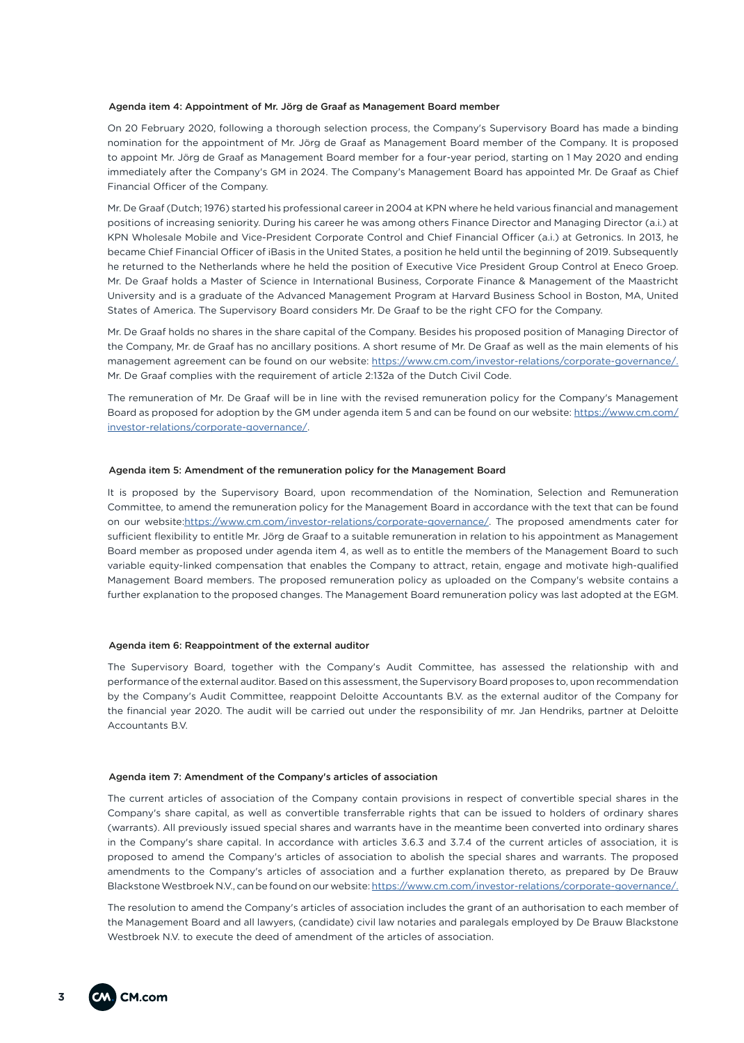### Agenda item 4: Appointment of Mr. Jörg de Graaf as Management Board member

On 20 February 2020, following a thorough selection process, the Company's Supervisory Board has made a binding nomination for the appointment of Mr. Jörg de Graaf as Management Board member of the Company. It is proposed to appoint Mr. Jörg de Graaf as Management Board member for a four-year period, starting on 1 May 2020 and ending immediately after the Company's GM in 2024. The Company's Management Board has appointed Mr. De Graaf as Chief Financial Officer of the Company.

Mr. De Graaf (Dutch; 1976) started his professional career in 2004 at KPN where he held various financial and management positions of increasing seniority. During his career he was among others Finance Director and Managing Director (a.i.) at KPN Wholesale Mobile and Vice-President Corporate Control and Chief Financial Officer (a.i.) at Getronics. In 2013, he became Chief Financial Officer of iBasis in the United States, a position he held until the beginning of 2019. Subsequently he returned to the Netherlands where he held the position of Executive Vice President Group Control at Eneco Groep. Mr. De Graaf holds a Master of Science in International Business, Corporate Finance & Management of the Maastricht University and is a graduate of the Advanced Management Program at Harvard Business School in Boston, MA, United States of America. The Supervisory Board considers Mr. De Graaf to be the right CFO for the Company.

Mr. De Graaf holds no shares in the share capital of the Company. Besides his proposed position of Managing Director of the Company, Mr. de Graaf has no ancillary positions. A short resume of Mr. De Graaf as well as the main elements of his management agreement can be found on our website: https://www.cm.com/investor-relations/corporate-governance/. Mr. De Graaf complies with the requirement of article 2:132a of the Dutch Civil Code.

The remuneration of Mr. De Graaf will be in line with the revised remuneration policy for the Company's Management Board as proposed for adoption by the GM under agenda item 5 and can be found on our website: https://www.cm.com/investor-relations/corporate-governance/.

### Agenda item 5: Amendment of the remuneration policy for the Management Board

It is proposed by the Supervisory Board, upon recommendation of the Nomination, Selection and Remuneration Committee, to amend the remuneration policy for the Management Board in accordance with the text that can be found on our website:https://www.cm.com/investor-relations/corporate-governance/. The proposed amendments cater for sufficient flexibility to entitle Mr. Jörg de Graaf to a suitable remuneration in relation to his appointment as Management Board member as proposed under agenda item 4, as well as to entitle the members of the Management Board to such variable equity-linked compensation that enables the Company to attract, retain, engage and motivate high-qualified Management Board members. The proposed remuneration policy as uploaded on the Company's website contains a further explanation to the proposed changes. The Management Board remuneration policy was last adopted at the EGM.

### Agenda item 6: Reappointment of the external auditor

The Supervisory Board, together with the Company's Audit Committee, has assessed the relationship with and performance of the external auditor. Based on this assessment, the Supervisory Board proposes to, upon recommendation by the Company's Audit Committee, reappoint Deloitte Accountants B.V. as the external auditor of the Company for the financial year 2020. The audit will be carried out under the responsibility of mr. Jan Hendriks, partner at Deloitte Accountants B.V.

### Agenda item 7: Amendment of the Company's articles of association

The current articles of association of the Company contain provisions in respect of convertible special shares in the Company's share capital, as well as convertible transferrable rights that can be issued to holders of ordinary shares (warrants). All previously issued special shares and warrants have in the meantime been converted into ordinary shares in the Company's share capital. In accordance with articles 3.6.3 and 3.7.4 of the current articles of association, it is proposed to amend the Company's articles of association to abolish the special shares and warrants. The proposed amendments to the Company's articles of association and a further explanation thereto, as prepared by De Brauw Blackstone Westbroek N.V., can be found on our website: https://www.cm.com/investor-relations/corporate-governance/.

The resolution to amend the Company's articles of association includes the grant of an authorisation to each member of the Management Board and all lawyers, (candidate) civil law notaries and paralegals employed by De Brauw Blackstone Westbroek N.V. to execute the deed of amendment of the articles of association.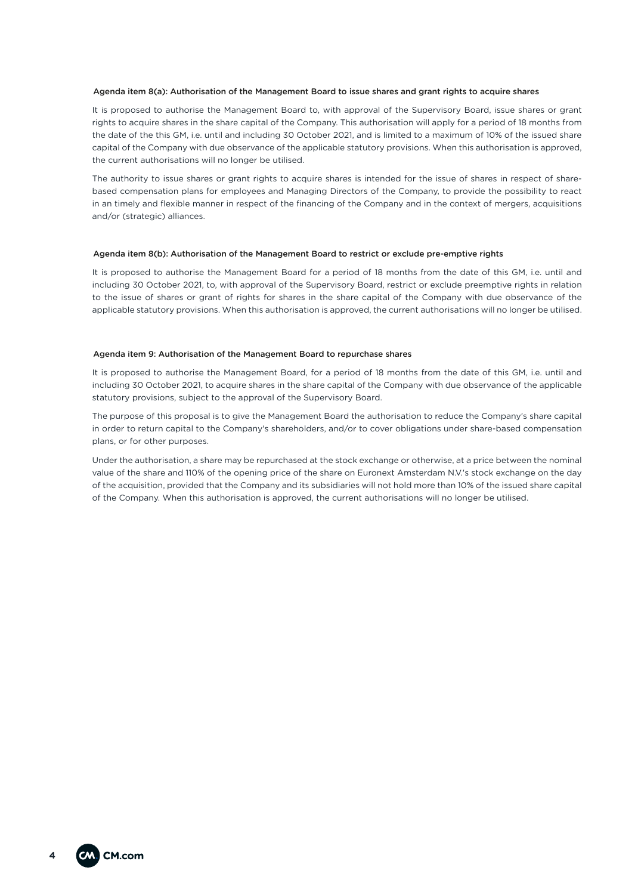### Agenda item 8(a): Authorisation of the Management Board to issue shares and grant rights to acquire shares

It is proposed to authorise the Management Board to, with approval of the Supervisory Board, issue shares or grant rights to acquire shares in the share capital of the Company. This authorisation will apply for a period of 18 months from the date of the this GM, i.e. until and including 30 October 2021, and is limited to a maximum of 10% of the issued share capital of the Company with due observance of the applicable statutory provisions. When this authorisation is approved, the current authorisations will no longer be utilised.

The authority to issue shares or grant rights to acquire shares is intended for the issue of shares in respect of share-based compensation plans for employees and Managing Directors of the Company, to provide the possibility to react in an timely and flexible manner in respect of the financing of the Company and in the context of mergers, acquisitions and/or (strategic) alliances.

### Agenda item 8(b): Authorisation of the Management Board to restrict or exclude pre-emptive rights

It is proposed to authorise the Management Board for a period of 18 months from the date of this GM, i.e. until and including 30 October 2021, to, with approval of the Supervisory Board, restrict or exclude preemptive rights in relation to the issue of shares or grant of rights for shares in the share capital of the Company with due observance of the applicable statutory provisions. When this authorisation is approved, the current authorisations will no longer be utilised.

### Agenda item 9: Authorisation of the Management Board to repurchase shares

It is proposed to authorise the Management Board, for a period of 18 months from the date of this GM, i.e. until and including 30 October 2021, to acquire shares in the share capital of the Company with due observance of the applicable statutory provisions, subject to the approval of the Supervisory Board.

The purpose of this proposal is to give the Management Board the authorisation to reduce the Company's share capital in order to return capital to the Company's shareholders, and/or to cover obligations under share-based compensation plans, or for other purposes.

Under the authorisation, a share may be repurchased at the stock exchange or otherwise, at a price between the nominal value of the share and 110% of the opening price of the share on Euronext Amsterdam N.V.'s stock exchange on the day of the acquisition, provided that the Company and its subsidiaries will not hold more than 10% of the issued share capital of the Company. When this authorisation is approved, the current authorisations will no longer be utilised.